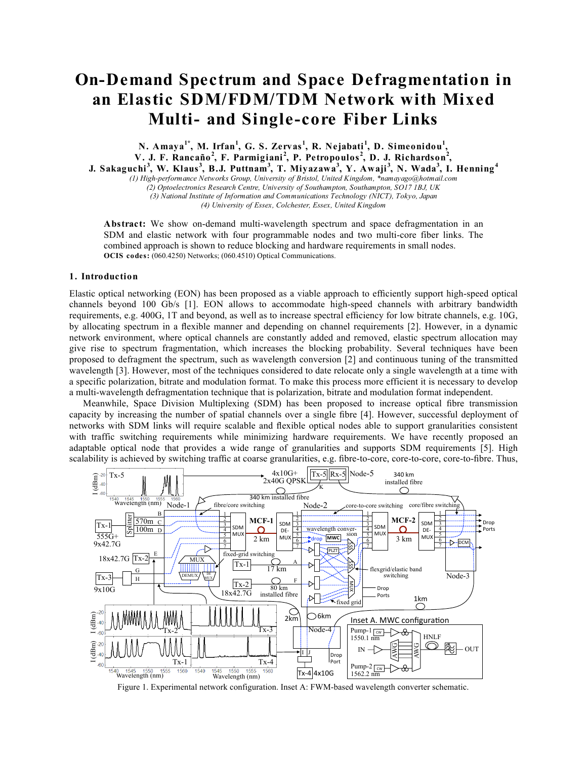# On-Demand Spectrum and Space Defragmentation in an Elastic SDM/FDM/TDM Network with Mixed Multi- and Single-core Fiber Links

**N. Amaya[1*], M. Irfan[1], G. S. Zervas[1], R. Nejabati[1], D. Simeonidou[1], V. J. F. Rancaño[2], F. Parmigiani[2], P. Petropoulos[2], D. J. Richardson[2], J. Sakaguchi[3], W. Klaus[3], B.J. Puttnam[3], T. Miyazawa[3], Y. Awaji[3], N. Wada[3], I. Henning[4]**

*(1) High-performance Networks Group, University of Bristol, United Kingdom, \*namayago@hotmail.com*
*(2) Optoelectronics Research Centre, University of Southampton, Southampton, SO17 1BJ, UK*
*(3) National Institute of Information and Communications Technology (NICT), Tokyo, Japan*
*(4) University of Essex, Colchester, Essex, United Kingdom*

**Abstract:** We show on-demand multi-wavelength spectrum and space defragmentation in an SDM and elastic network with four programmable nodes and two multi-core fiber links. The combined approach is shown to reduce blocking and hardware requirements in small nodes.
**OCIS codes:** (060.4250) Networks; (060.4510) Optical Communications.

## 1. Introduction

Elastic optical networking (EON) has been proposed as a viable approach to efficiently support high-speed optical channels beyond 100 Gb/s [1]. EON allows to accommodate high-speed channels with arbitrary bandwidth requirements, e.g. 400G, 1T and beyond, as well as to increase spectral efficiency for low bitrate channels, e.g. 10G, by allocating spectrum in a flexible manner and depending on channel requirements [2]. However, in a dynamic network environment, where optical channels are constantly added and removed, elastic spectrum allocation may give rise to spectrum fragmentation, which increases the blocking probability. Several techniques have been proposed to defragment the spectrum, such as wavelength conversion [2] and continuous tuning of the transmitted wavelength [3]. However, most of the techniques considered to date relocate only a single wavelength at a time with a specific polarization, bitrate and modulation format. To make this process more efficient it is necessary to develop a multi-wavelength defragmentation technique that is polarization, bitrate and modulation format independent.

Meanwhile, Space Division Multiplexing (SDM) has been proposed to increase optical fibre transmission capacity by increasing the number of spatial channels over a single fibre [4]. However, successful deployment of networks with SDM links will require scalable and flexible optical nodes able to support granularities consistent with traffic switching requirements while minimizing hardware requirements. We have recently proposed an adaptable optical node that provides a wide range of granularities and supports SDM requirements [5]. High scalability is achieved by switching traffic at coarse granularities, e.g. fibre-to-core, core-to-core, core-to-fibre. Thus,

Figure 1. Experimental network configuration. Inset A: FWM-based wavelength converter schematic.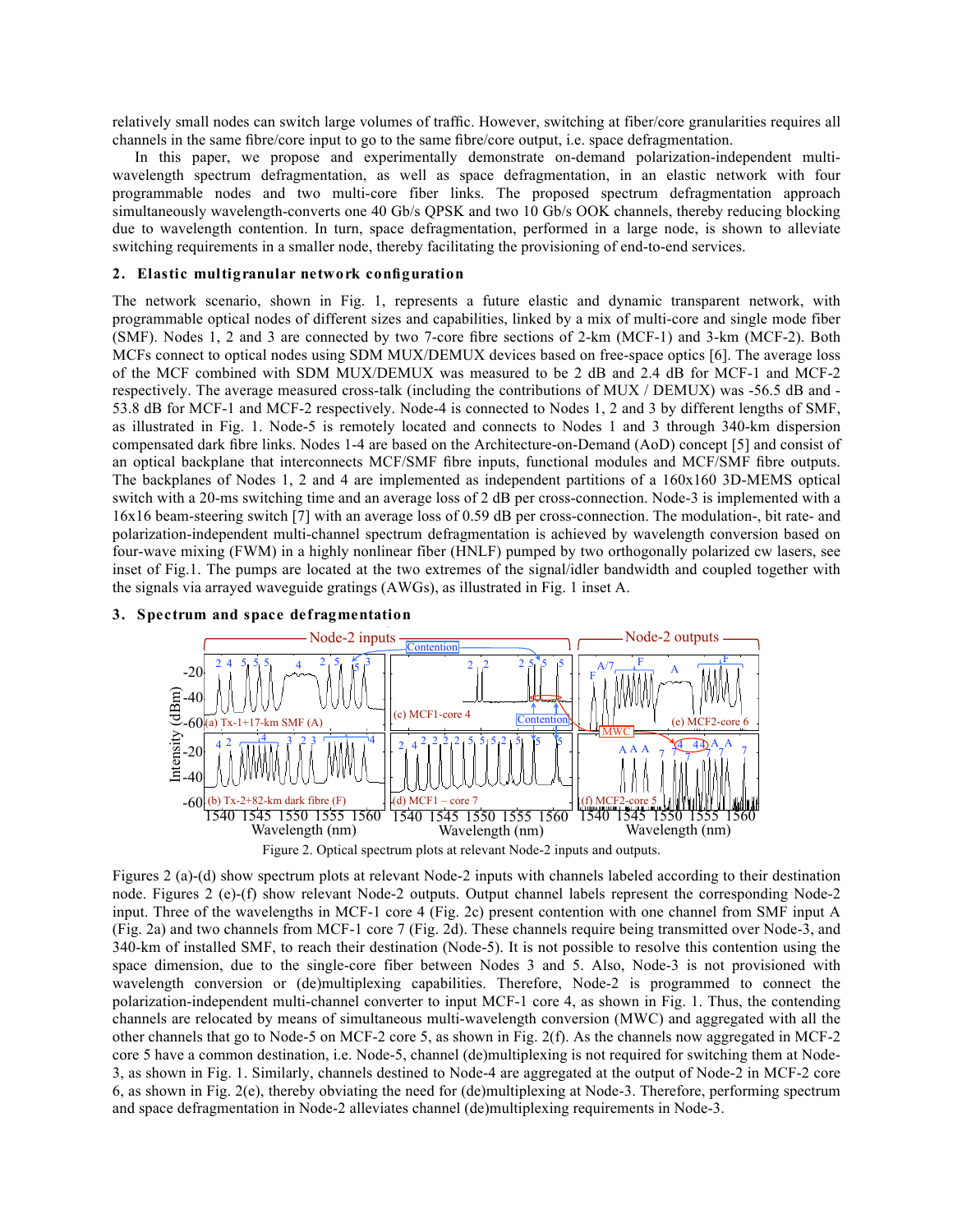relatively small nodes can switch large volumes of traffic. However, switching at fiber/core granularities requires all channels in the same fibre/core input to go to the same fibre/core output, i.e. space defragmentation.

In this paper, we propose and experimentally demonstrate on-demand polarization-independent multi-wavelength spectrum defragmentation, as well as space defragmentation, in an elastic network with four programmable nodes and two multi-core fiber links. The proposed spectrum defragmentation approach simultaneously wavelength-converts one 40 Gb/s QPSK and two 10 Gb/s OOK channels, thereby reducing blocking due to wavelength contention. In turn, space defragmentation, performed in a large node, is shown to alleviate switching requirements in a smaller node, thereby facilitating the provisioning of end-to-end services.

## 2. Elastic multigranular network configuration

The network scenario, shown in Fig. 1, represents a future elastic and dynamic transparent network, with programmable optical nodes of different sizes and capabilities, linked by a mix of multi-core and single mode fiber (SMF). Nodes 1, 2 and 3 are connected by two 7-core fibre sections of 2-km (MCF-1) and 3-km (MCF-2). Both MCFs connect to optical nodes using SDM MUX/DEMUX devices based on free-space optics [6]. The average loss of the MCF combined with SDM MUX/DEMUX was measured to be 2 dB and 2.4 dB for MCF-1 and MCF-2 respectively. The average measured cross-talk (including the contributions of MUX / DEMUX) was -56.5 dB and -53.8 dB for MCF-1 and MCF-2 respectively. Node-4 is connected to Nodes 1, 2 and 3 by different lengths of SMF, as illustrated in Fig. 1. Node-5 is remotely located and connects to Nodes 1 and 3 through 340-km dispersion compensated dark fibre links. Nodes 1-4 are based on the Architecture-on-Demand (AoD) concept [5] and consist of an optical backplane that interconnects MCF/SMF fibre inputs, functional modules and MCF/SMF fibre outputs. The backplanes of Nodes 1, 2 and 4 are implemented as independent partitions of a 160x160 3D-MEMS optical switch with a 20-ms switching time and an average loss of 2 dB per cross-connection. Node-3 is implemented with a 16x16 beam-steering switch [7] with an average loss of 0.59 dB per cross-connection. The modulation-, bit rate- and polarization-independent multi-channel spectrum defragmentation is achieved by wavelength conversion based on four-wave mixing (FWM) in a highly nonlinear fiber (HNLF) pumped by two orthogonally polarized cw lasers, see inset of Fig.1. The pumps are located at the two extremes of the signal/idler bandwidth and coupled together with the signals via arrayed waveguide gratings (AWGs), as illustrated in Fig. 1 inset A.

## 3. Spectrum and space defragmentation

Figure 2. Optical spectrum plots at relevant Node-2 inputs and outputs.

Figures 2 (a)-(d) show spectrum plots at relevant Node-2 inputs with channels labeled according to their destination node. Figures 2 (e)-(f) show relevant Node-2 outputs. Output channel labels represent the corresponding Node-2 input. Three of the wavelengths in MCF-1 core 4 (Fig. 2c) present contention with one channel from SMF input A (Fig. 2a) and two channels from MCF-1 core 7 (Fig. 2d). These channels require being transmitted over Node-3, and 340-km of installed SMF, to reach their destination (Node-5). It is not possible to resolve this contention using the space dimension, due to the single-core fiber between Nodes 3 and 5. Also, Node-3 is not provisioned with wavelength conversion or (de)multiplexing capabilities. Therefore, Node-2 is programmed to connect the polarization-independent multi-channel converter to input MCF-1 core 4, as shown in Fig. 1. Thus, the contending channels are relocated by means of simultaneous multi-wavelength conversion (MWC) and aggregated with all the other channels that go to Node-5 on MCF-2 core 5, as shown in Fig. 2(f). As the channels now aggregated in MCF-2 core 5 have a common destination, i.e. Node-5, channel (de)multiplexing is not required for switching them at Node-3, as shown in Fig. 1. Similarly, channels destined to Node-4 are aggregated at the output of Node-2 in MCF-2 core 6, as shown in Fig. 2(e), thereby obviating the need for (de)multiplexing at Node-3. Therefore, performing spectrum and space defragmentation in Node-2 alleviates channel (de)multiplexing requirements in Node-3.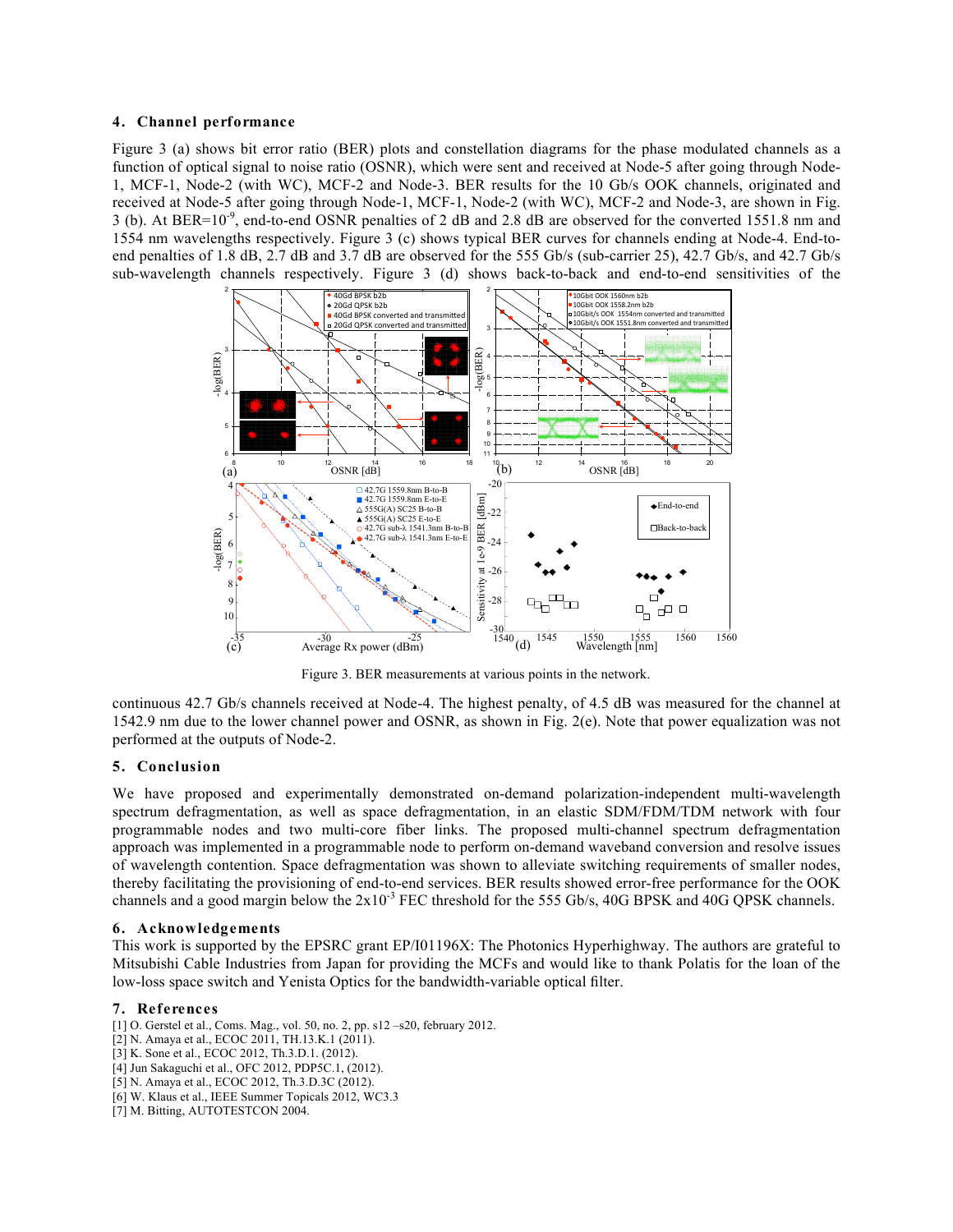## 4. Channel performance

Figure 3 (a) shows bit error ratio (BER) plots and constellation diagrams for the phase modulated channels as a function of optical signal to noise ratio (OSNR), which were sent and received at Node-5 after going through Node-1, MCF-1, Node-2 (with WC), MCF-2 and Node-3. BER results for the 10 Gb/s OOK channels, originated and received at Node-5 after going through Node-1, MCF-1, Node-2 (with WC), MCF-2 and Node-3, are shown in Fig. 3 (b). At BER=$10^{-9}$, end-to-end OSNR penalties of 2 dB and 2.8 dB are observed for the converted 1551.8 nm and 1554 nm wavelengths respectively. Figure 3 (c) shows typical BER curves for channels ending at Node-4. End-to-end penalties of 1.8 dB, 2.7 dB and 3.7 dB are observed for the 555 Gb/s (sub-carrier 25), 42.7 Gb/s, and 42.7 Gb/s sub-wavelength channels respectively. Figure 3 (d) shows back-to-back and end-to-end sensitivities of the

(a)
-log(BER)
OSNR [dB]
40Gd BPSK b2b
20Gd QPSK b2b
40Gd BPSK converted and transmitted
20Gd QPSK converted and transmitted

(b)
-log(BER)
OSNR [dB]
10Gbit OOK 1560nm b2b
10Gbit OOK 1558.2nm b2b
10Gbit/s OOK 1554nm converted and transmitted
10Gbit/s OOK 1551.8nm converted and transmitted

(c)
-log(BER)
Average Rx power (dBm)
42.7G 1559.8nm B-to-B
42.7G 1559.8nm E-to-E
555G(A) SC25 B-to-B
555G(A) SC25 E-to-E
42.7G sub-λ 1541.3nm B-to-B
42.7G sub-λ 1541.3nm E-to-E

(d)
Sensitivity at 1e-9 BER [dBm]
Wavelength [nm]
End-to-end
Back-to-back

Figure 3. BER measurements at various points in the network.

continuous 42.7 Gb/s channels received at Node-4. The highest penalty, of 4.5 dB was measured for the channel at 1542.9 nm due to the lower channel power and OSNR, as shown in Fig. 2(e). Note that power equalization was not performed at the outputs of Node-2.

## 5. Conclusion

We have proposed and experimentally demonstrated on-demand polarization-independent multi-wavelength spectrum defragmentation, as well as space defragmentation, in an elastic SDM/FDM/TDM network with four programmable nodes and two multi-core fiber links. The proposed multi-channel spectrum defragmentation approach was implemented in a programmable node to perform on-demand waveband conversion and resolve issues of wavelength contention. Space defragmentation was shown to alleviate switching requirements of smaller nodes, thereby facilitating the provisioning of end-to-end services. BER results showed error-free performance for the OOK channels and a good margin below the $2x10^{-3}$ FEC threshold for the 555 Gb/s, 40G BPSK and 40G QPSK channels.

## 6. Acknowledgements

This work is supported by the EPSRC grant EP/I01196X: The Photonics Hyperhighway. The authors are grateful to Mitsubishi Cable Industries from Japan for providing the MCFs and would like to thank Polatis for the loan of the low-loss space switch and Yenista Optics for the bandwidth-variable optical filter.

## 7. References

[1] O. Gerstel et al., Coms. Mag., vol. 50, no. 2, pp. s12 –s20, february 2012.
[2] N. Amaya et al., ECOC 2011, TH.13.K.1 (2011).
[3] K. Sone et al., ECOC 2012, Th.3.D.1. (2012).
[4] Jun Sakaguchi et al., OFC 2012, PDP5C.1, (2012).
[5] N. Amaya et al., ECOC 2012, Th.3.D.3C (2012).
[6] W. Klaus et al., IEEE Summer Topicals 2012, WC3.3
[7] M. Bitting, AUTOTESTCON 2004.